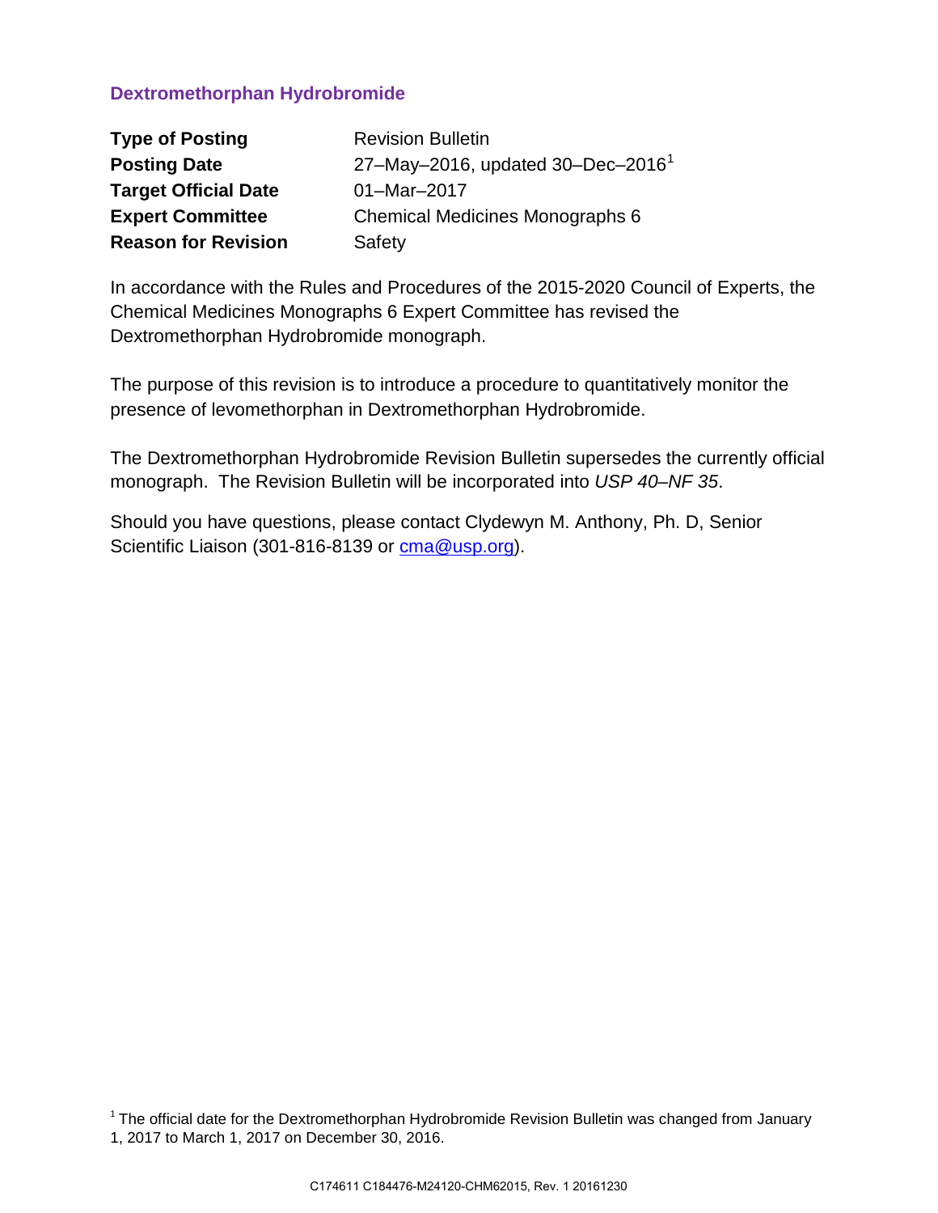## Dextromethorphan Hydrobromide

| | |
|---|---|
| **Type of Posting** | Revision Bulletin |
| **Posting Date** | 27–May–2016, updated 30–Dec–2016[1] |
| **Target Official Date** | 01–Mar–2017 |
| **Expert Committee** | Chemical Medicines Monographs 6 |
| **Reason for Revision** | Safety |

In accordance with the Rules and Procedures of the 2015-2020 Council of Experts, the Chemical Medicines Monographs 6 Expert Committee has revised the Dextromethorphan Hydrobromide monograph.

The purpose of this revision is to introduce a procedure to quantitatively monitor the presence of levomethorphan in Dextromethorphan Hydrobromide.

The Dextromethorphan Hydrobromide Revision Bulletin supersedes the currently official monograph. The Revision Bulletin will be incorporated into *USP 40–NF 35*.

Should you have questions, please contact Clydewyn M. Anthony, Ph. D, Senior Scientific Liaison (301-816-8139 or cma@usp.org).

[1] The official date for the Dextromethorphan Hydrobromide Revision Bulletin was changed from January 1, 2017 to March 1, 2017 on December 30, 2016.

C174611 C184476-M24120-CHM62015, Rev. 1 20161230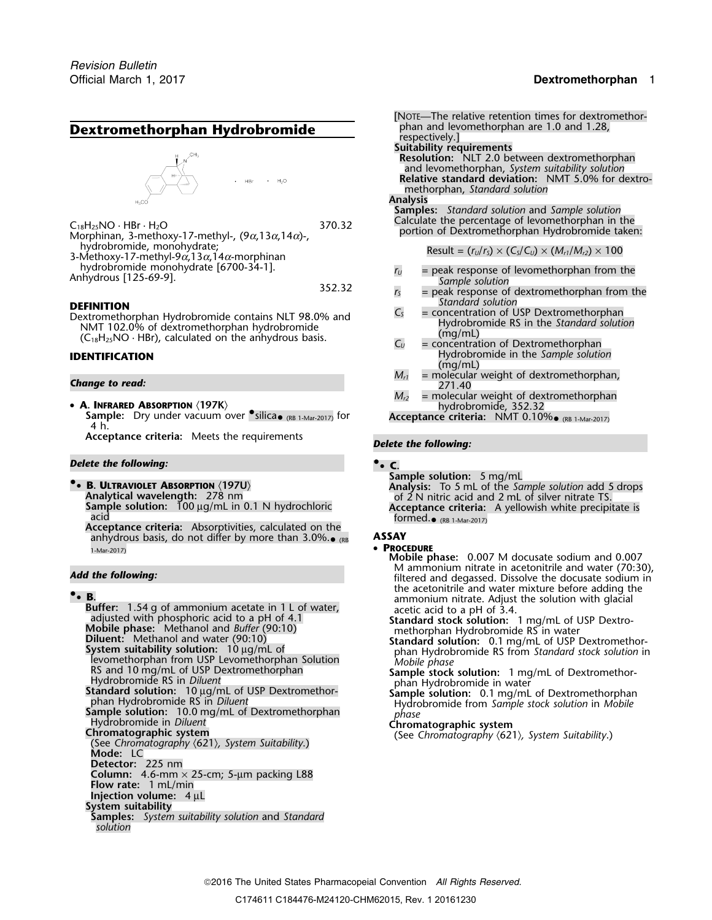# Dextromethorphan Hydrobromide

$C_{18}H_{25}NO \cdot HBr \cdot H_2O$ 370.32

Morphinan, 3-methoxy-17-methyl-, (9α,13α,14α)-, hydrobromide, monohydrate;

3-Methoxy-17-methyl-9α,13α,14α-morphinan hydrobromide monohydrate [6700-34-1].

Anhydrous [125-69-9]. 352.32

## DEFINITION

Dextromethorphan Hydrobromide contains NLT 98.0% and NMT 102.0% of dextromethorphan hydrobromide ($C_{18}H_{25}NO \cdot HBr$), calculated on the anhydrous basis.

## IDENTIFICATION

*Change to read:*

- **A. Infrared Absorption** ⟨197K⟩

  **Sample:** Dry under vacuum over •silica• (RB 1-Mar-2017) for 4 h.

  **Acceptance criteria:** Meets the requirements

*Delete the following:*

- •**B. Ultraviolet Absorption** ⟨197U⟩

  **Analytical wavelength:** 278 nm

  **Sample solution:** 100 µg/mL in 0.1 N hydrochloric acid

  **Acceptance criteria:** Absorptivities, calculated on the anhydrous basis, do not differ by more than 3.0%.• (RB 1-Mar-2017)

*Add the following:*

- •**B.**

  **Buffer:** 1.54 g of ammonium acetate in 1 L of water, adjusted with phosphoric acid to a pH of 4.1

  **Mobile phase:** Methanol and *Buffer* (90:10)

  **Diluent:** Methanol and water (90:10)

  **System suitability solution:** 10 µg/mL of levomethorphan from USP Levomethorphan Solution RS and 10 mg/mL of USP Dextromethorphan Hydrobromide RS in *Diluent*

  **Standard solution:** 10 µg/mL of USP Dextromethorphan Hydrobromide RS in *Diluent*

  **Sample solution:** 10.0 mg/mL of Dextromethorphan Hydrobromide in *Diluent*

  **Chromatographic system**

  (See *Chromatography* ⟨621⟩, *System Suitability.*)

  **Mode:** LC

  **Detector:** 225 nm

  **Column:** 4.6-mm × 25-cm; 5-µm packing L88

  **Flow rate:** 1 mL/min

  **Injection volume:** 4 µL

  **System suitability**

  **Samples:** *System suitability solution* and *Standard solution*

  [Note—The relative retention times for dextromethorphan and levomethorphan are 1.0 and 1.28, respectively.]

  **Suitability requirements**

  **Resolution:** NLT 2.0 between dextromethorphan and levomethorphan, *System suitability solution*

  **Relative standard deviation:** NMT 5.0% for dextromethorphan, *Standard solution*

  **Analysis**

  **Samples:** *Standard solution* and *Sample solution*

  Calculate the percentage of levomethorphan in the portion of Dextromethorphan Hydrobromide taken:

  $$\text{Result} = (r_U/r_S) \times (C_S/C_U) \times (M_{r1}/M_{r2}) \times 100$$

  $r_U$ = peak response of levomethorphan from the *Sample solution*

  $r_S$ = peak response of dextromethorphan from the *Standard solution*

  $C_S$ = concentration of USP Dextromethorphan Hydrobromide RS in the *Standard solution* (mg/mL)

  $C_U$ = concentration of Dextromethorphan Hydrobromide in the *Sample solution* (mg/mL)

  $M_{r1}$ = molecular weight of dextromethorphan, 271.40

  $M_{r2}$ = molecular weight of dextromethorphan hydrobromide, 352.32

  **Acceptance criteria:** NMT 0.10%• (RB 1-Mar-2017)

*Delete the following:*

- •**C.**

  **Sample solution:** 5 mg/mL

  **Analysis:** To 5 mL of the *Sample solution* add 5 drops of 2 N nitric acid and 2 mL of silver nitrate TS.

  **Acceptance criteria:** A yellowish white precipitate is formed.• (RB 1-Mar-2017)

## ASSAY

- **Procedure**

  **Mobile phase:** 0.007 M docusate sodium and 0.007 M ammonium nitrate in acetonitrile and water (70:30), filtered and degassed. Dissolve the docusate sodium in the acetonitrile and water mixture before adding the ammonium nitrate. Adjust the solution with glacial acetic acid to a pH of 3.4.

  **Standard stock solution:** 1 mg/mL of USP Dextromethorphan Hydrobromide RS in water

  **Standard solution:** 0.1 mg/mL of USP Dextromethorphan Hydrobromide RS from *Standard stock solution* in *Mobile phase*

  **Sample stock solution:** 1 mg/mL of Dextromethorphan Hydrobromide in water

  **Sample solution:** 0.1 mg/mL of Dextromethorphan Hydrobromide from *Sample stock solution* in *Mobile phase*

  **Chromatographic system**

  (See *Chromatography* ⟨621⟩, *System Suitability.*)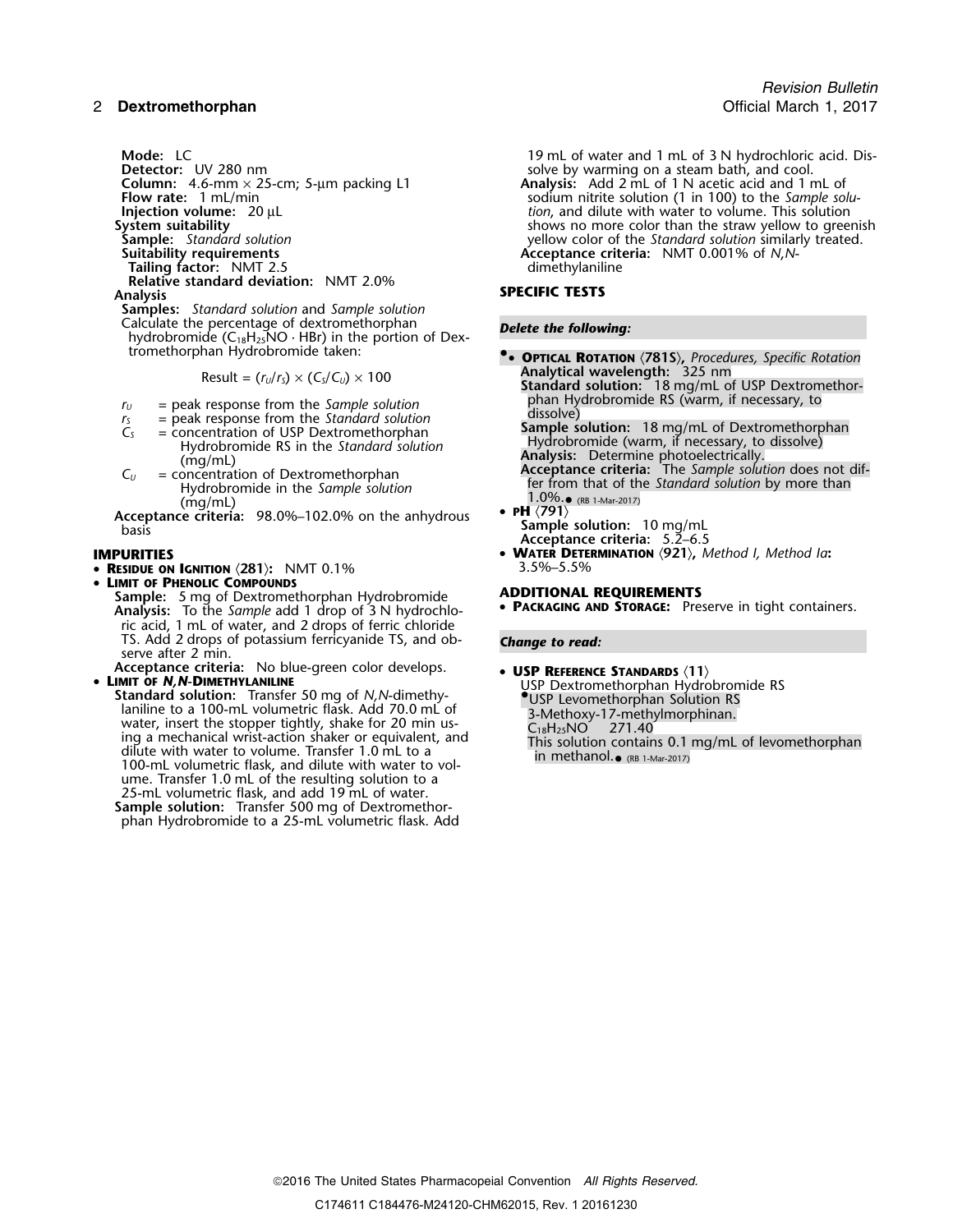**Mode:** LC

**Detector:** UV 280 nm

**Column:** 4.6-mm × 25-cm; 5-µm packing L1

**Flow rate:** 1 mL/min

**Injection volume:** 20 µL

**System suitability**

**Sample:** *Standard solution*

**Suitability requirements**

**Tailing factor:** NMT 2.5

**Relative standard deviation:** NMT 2.0%

**Analysis**

**Samples:** *Standard solution* and *Sample solution*

Calculate the percentage of dextromethorphan hydrobromide ($C_{18}H_{25}NO \cdot HBr$) in the portion of Dextromethorphan Hydrobromide taken:

$$\text{Result} = (r_U/r_S) \times (C_S/C_U) \times 100$$

$r_U$ = peak response from the *Sample solution*

$r_S$ = peak response from the *Standard solution*

$C_S$ = concentration of USP Dextromethorphan Hydrobromide RS in the *Standard solution* (mg/mL)

$C_U$ = concentration of Dextromethorphan Hydrobromide in the *Sample solution* (mg/mL)

**Acceptance criteria:** 98.0%–102.0% on the anhydrous basis

## IMPURITIES

- **Residue on Ignition ⟨281⟩:** NMT 0.1%
- **Limit of Phenolic Compounds**

  **Sample:** 5 mg of Dextromethorphan Hydrobromide

  **Analysis:** To the *Sample* add 1 drop of 3 N hydrochloric acid, 1 mL of water, and 2 drops of ferric chloride TS. Add 2 drops of potassium ferricyanide TS, and observe after 2 min.

  **Acceptance criteria:** No blue-green color develops.
- **Limit of *N,N*-Dimethylaniline**

  **Standard solution:** Transfer 50 mg of *N,N*-dimethylaniline to a 100-mL volumetric flask. Add 70.0 mL of water, insert the stopper tightly, shake for 20 min using a mechanical wrist-action shaker or equivalent, and dilute with water to volume. Transfer 1.0 mL to a 100-mL volumetric flask, and dilute with water to volume. Transfer 1.0 mL of the resulting solution to a 25-mL volumetric flask, and add 19 mL of water.

  **Sample solution:** Transfer 500 mg of Dextromethorphan Hydrobromide to a 25-mL volumetric flask. Add 19 mL of water and 1 mL of 3 N hydrochloric acid. Dissolve by warming on a steam bath, and cool.

  **Analysis:** Add 2 mL of 1 N acetic acid and 1 mL of sodium nitrite solution (1 in 100) to the *Sample solution*, and dilute with water to volume. This solution shows no more color than the straw yellow to greenish yellow color of the *Standard solution* similarly treated.

  **Acceptance criteria:** NMT 0.001% of *N,N*-dimethylaniline

## SPECIFIC TESTS

***Delete the following:***

- ▪**Optical Rotation ⟨781S⟩,** *Procedures, Specific Rotation*

  **Analytical wavelength:** 325 nm

  **Standard solution:** 18 mg/mL of USP Dextromethorphan Hydrobromide RS (warm, if necessary, to dissolve)

  **Sample solution:** 18 mg/mL of Dextromethorphan Hydrobromide (warm, if necessary, to dissolve)

  **Analysis:** Determine photoelectrically.

  **Acceptance criteria:** The *Sample solution* does not differ from that of the *Standard solution* by more than 1.0%.▪ (RB 1-Mar-2017)
- **pH ⟨791⟩**

  **Sample solution:** 10 mg/mL

  **Acceptance criteria:** 5.2–6.5
- **Water Determination ⟨921⟩,** *Method I, Method Ia***:** 3.5%–5.5%

## ADDITIONAL REQUIREMENTS

- **Packaging and Storage:** Preserve in tight containers.

***Change to read:***

- **USP Reference Standards ⟨11⟩**

  USP Dextromethorphan Hydrobromide RS

  ▪USP Levomethorphan Solution RS

  3-Methoxy-17-methylmorphinan.

  $C_{18}H_{25}NO$ 271.40

  This solution contains 0.1 mg/mL of levomethorphan in methanol.▪ (RB 1-Mar-2017)